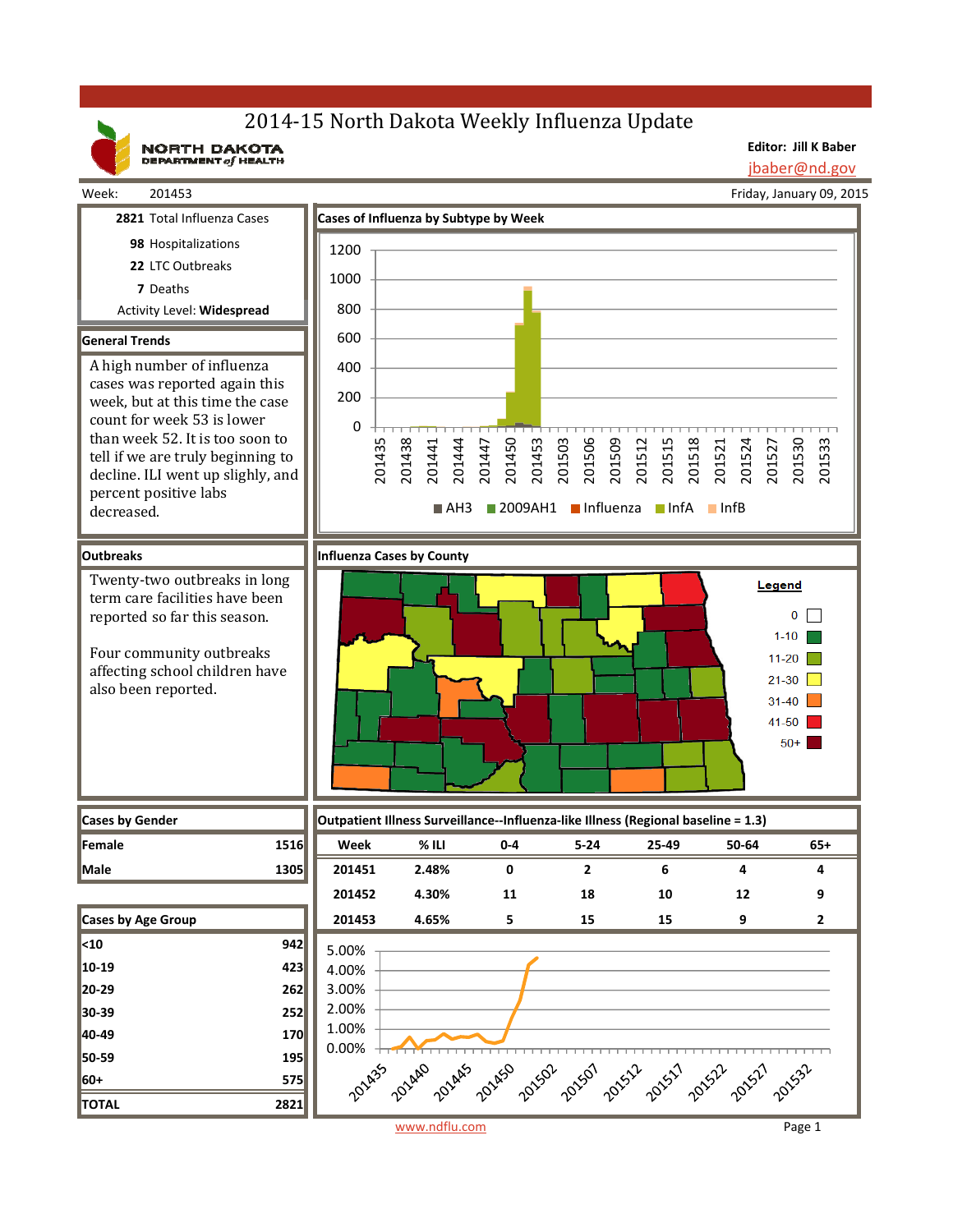# 2014-15 North Dakota Weekly Influenza Update

NORTH DAKOTA DEPARTMENT of HEALTH

**Editor: Jill K Baber**
jbaber@nd.gov

Week: 201453 — Friday, January 09, 2015

**2821** Total Influenza Cases

**98** Hospitalizations

**22** LTC Outbreaks

**7** Deaths

Activity Level: **Widespread**

## General Trends

A high number of influenza cases was reported again this week, but at this time the case count for week 53 is lower than week 52. It is too soon to tell if we are truly beginning to decline. ILI went up slighly, and percent positive labs decreased.

## Cases of Influenza by Subtype by Week

Legend: AH3, 2009AH1, Influenza, InfA, InfB

## Outbreaks

Twenty-two outbreaks in long term care facilities have been reported so far this season.

Four community outbreaks affecting school children have also been reported.

## Influenza Cases by County

Legend: 0; 1-10; 11-20; 21-30; 31-40; 41-50; 50+

## Cases by Gender

| | |
|---|---|
| Female | 1516 |
| Male | 1305 |

## Outpatient Illness Surveillance--Influenza-like Illness (Regional baseline = 1.3)

| Week | % ILI | 0-4 | 5-24 | 25-49 | 50-64 | 65+ |
|---|---|---|---|---|---|---|
| 201451 | 2.48% | 0 | 2 | 6 | 4 | 4 |
| 201452 | 4.30% | 11 | 18 | 10 | 12 | 9 |
| 201453 | 4.65% | 5 | 15 | 15 | 9 | 2 |

## Cases by Age Group

| | |
|---|---|
| <10 | 942 |
| 10-19 | 423 |
| 20-29 | 262 |
| 30-39 | 252 |
| 40-49 | 170 |
| 50-59 | 195 |
| 60+ | 575 |
| **TOTAL** | **2821** |

www.ndflu.com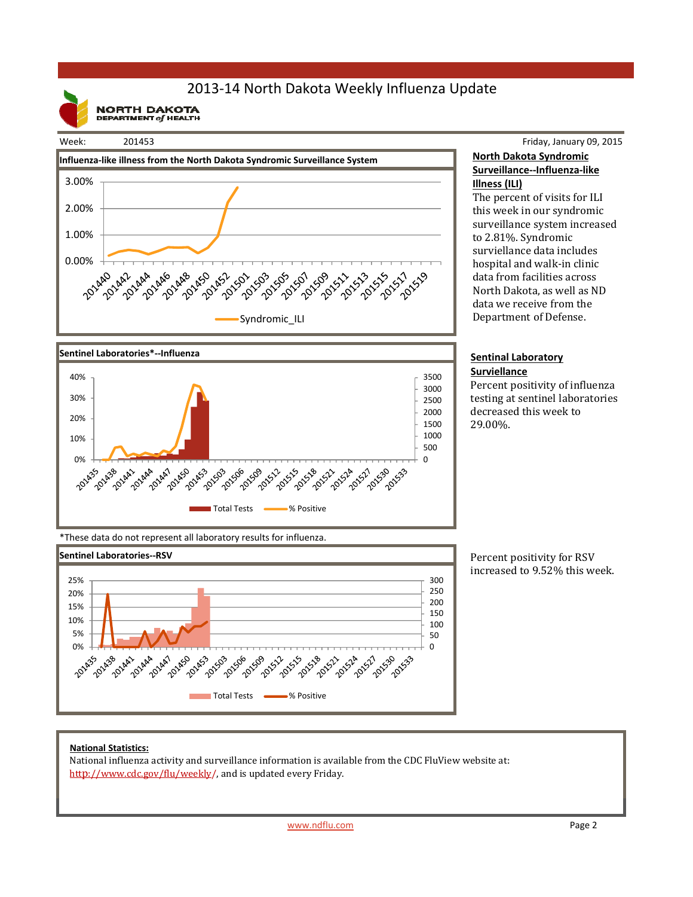# 2013-14 North Dakota Weekly Influenza Update

NORTH DAKOTA DEPARTMENT of HEALTH

Week: 201453

Friday, January 09, 2015

**Influenza-like illness from the North Dakota Syndromic Surveillance System**

**North Dakota Syndromic Surveillance--Influenza-like Illness (ILI)**

The percent of visits for ILI this week in our syndromic surveillance system increased to 2.81%. Syndromic surviellance data includes hospital and walk-in clinic data from facilities across North Dakota, as well as ND data we receive from the Department of Defense.

**Sentinel Laboratories*--Influenza**

**Sentinal Laboratory Surviellance**

Percent positivity of influenza testing at sentinel laboratories decreased this week to 29.00%.

*These data do not represent all laboratory results for influenza.

**Sentinel Laboratories--RSV**

Percent positivity for RSV increased to 9.52% this week.

**National Statistics:**

National influenza activity and surveillance information is available from the CDC FluView website at: http://www.cdc.gov/flu/weekly/, and is updated every Friday.

www.ndflu.com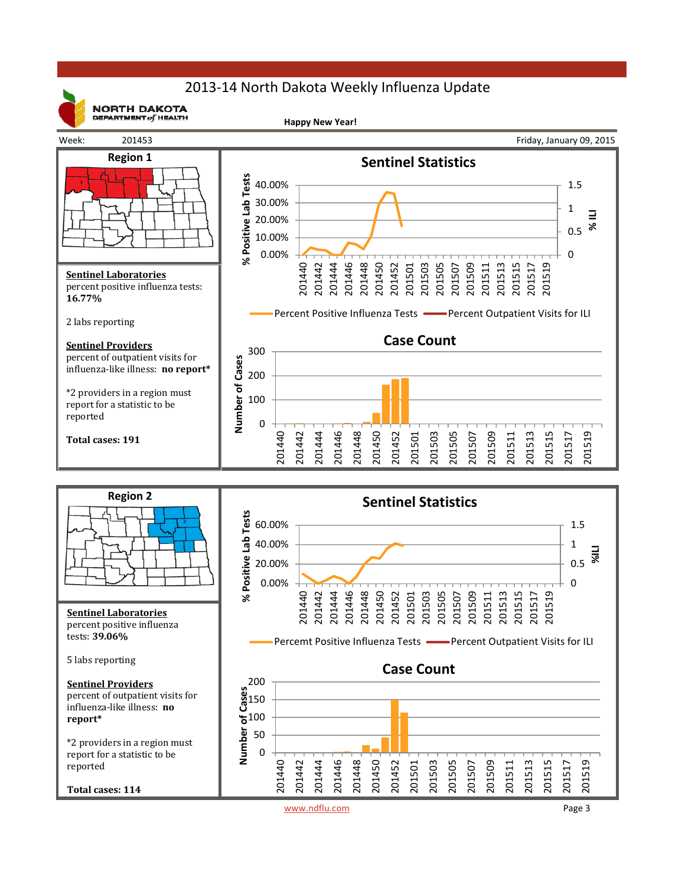# 2013-14 North Dakota Weekly Influenza Update

NORTH DAKOTA DEPARTMENT of HEALTH

**Happy New Year!**

Week: 201453

Friday, January 09, 2015

## Region 1

### Sentinel Statistics

Legend: Percent Positive Influenza Tests; Percent Outpatient Visits for ILI

### Case Count

**Sentinel Laboratories**
percent positive influenza tests: **16.77%**

2 labs reporting

**Sentinel Providers**
percent of outpatient visits for influenza-like illness: **no report***

*2 providers in a region must report for a statistic to be reported

**Total cases: 191**

## Region 2

### Sentinel Statistics

Legend: Percemt Positive Influenza Tests; Percent Outpatient Visits for ILI

### Case Count

**Sentinel Laboratories**
percent positive influenza tests: **39.06%**

5 labs reporting

**Sentinel Providers**
percent of outpatient visits for influenza-like illness: **no report***

*2 providers in a region must report for a statistic to be reported

**Total cases: 114**

www.ndflu.com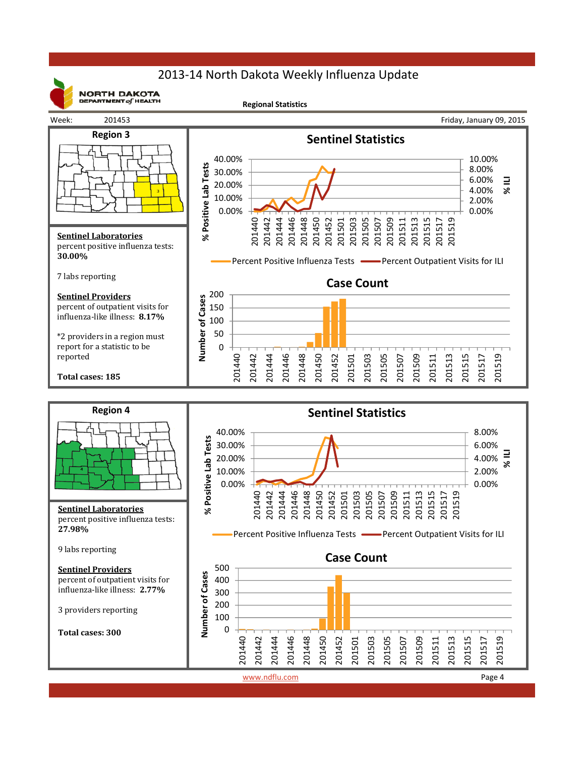# 2013-14 North Dakota Weekly Influenza Update

NORTH DAKOTA DEPARTMENT of HEALTH

**Regional Statistics**

Week: 201453

Friday, January 09, 2015

## Region 3

**Sentinel Laboratories**
percent positive influenza tests:
**30.00%**

7 labs reporting

**Sentinel Providers**
percent of outpatient visits for influenza-like illness: **8.17%**

*2 providers in a region must report for a statistic to be reported

**Total cases: 185**

### Sentinel Statistics

% Positive Lab Tests: 40.00% 30.00% 20.00% 10.00% 0.00%

% ILI: 10.00% 8.00% 6.00% 4.00% 2.00% 0.00%

201440 201442 201444 201446 201448 201450 201452 201501 201503 201505 201507 201509 201511 201513 201515 201517 201519

Percent Positive Influenza Tests — Percent Outpatient Visits for ILI

### Case Count

Number of Cases: 200 150 100 50 0

201440 201442 201444 201446 201448 201450 201452 201501 201503 201505 201507 201509 201511 201513 201515 201517 201519

## Region 4

**Sentinel Laboratories**
percent positive influenza tests:
**27.98%**

9 labs reporting

**Sentinel Providers**
percent of outpatient visits for influenza-like illness: **2.77%**

3 providers reporting

**Total cases: 300**

### Sentinel Statistics

% Positive Lab Tests: 40.00% 30.00% 20.00% 10.00% 0.00%

% ILI: 8.00% 6.00% 4.00% 2.00% 0.00%

201440 201442 201444 201446 201448 201450 201452 201501 201503 201505 201507 201509 201511 201513 201515 201517 201519

Percent Positive Influenza Tests — Percent Outpatient Visits for ILI

### Case Count

Number of Cases: 500 400 300 200 100 0

201440 201442 201444 201446 201448 201450 201452 201501 201503 201505 201507 201509 201511 201513 201515 201517 201519

www.ndflu.com